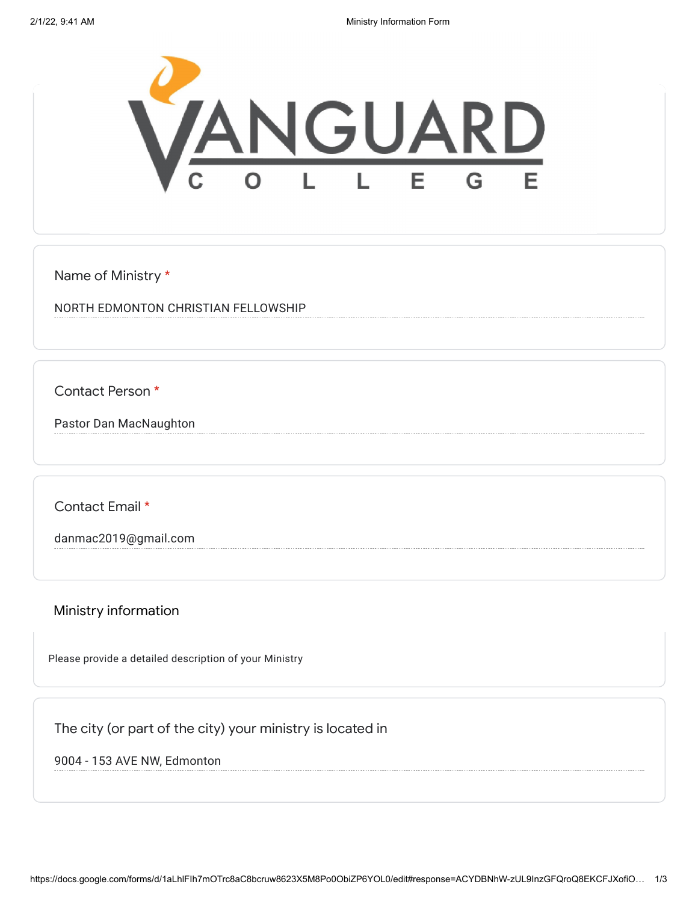# VANGUARD COLLEGE

Name of Ministry *

NORTH EDMONTON CHRISTIAN FELLOWSHIP

Contact Person *

Pastor Dan MacNaughton

Contact Email *

danmac2019@gmail.com

## Ministry information

Please provide a detailed description of your Ministry

The city (or part of the city) your ministry is located in

9004 - 153 AVE NW, Edmonton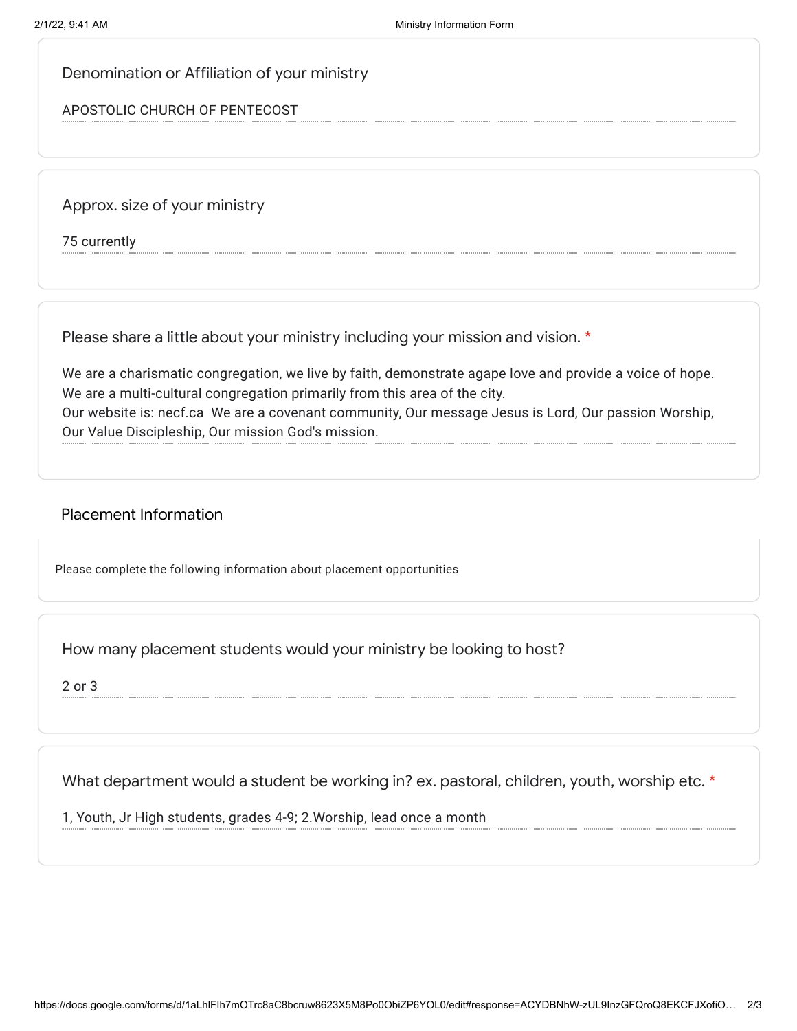Denomination or Affiliation of your ministry

APOSTOLIC CHURCH OF PENTECOST

Approx. size of your ministry

75 currently

Please share a little about your ministry including your mission and vision. *

We are a charismatic congregation, we live by faith, demonstrate agape love and provide a voice of hope. We are a multi-cultural congregation primarily from this area of the city.
Our website is: necf.ca  We are a covenant community, Our message Jesus is Lord, Our passion Worship, Our Value Discipleship, Our mission God's mission.

## Placement Information

Please complete the following information about placement opportunities

How many placement students would your ministry be looking to host?

2 or 3

What department would a student be working in? ex. pastoral, children, youth, worship etc. *

1, Youth, Jr High students, grades 4-9; 2.Worship, lead once a month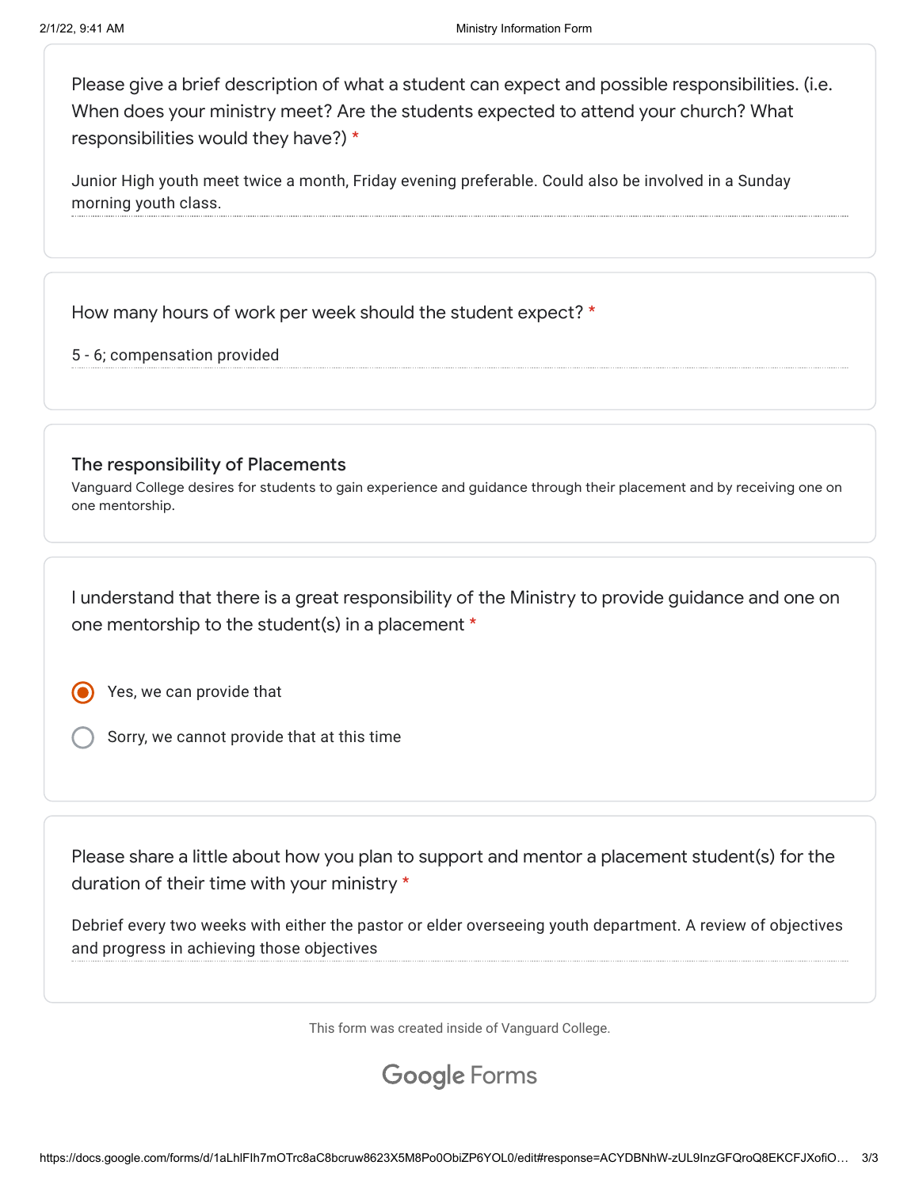Please give a brief description of what a student can expect and possible responsibilities. (i.e. When does your ministry meet? Are the students expected to attend your church? What responsibilities would they have?) *

Junior High youth meet twice a month, Friday evening preferable. Could also be involved in a Sunday morning youth class.

How many hours of work per week should the student expect? *

5 - 6; compensation provided

### The responsibility of Placements

Vanguard College desires for students to gain experience and guidance through their placement and by receiving one on one mentorship.

I understand that there is a great responsibility of the Ministry to provide guidance and one on one mentorship to the student(s) in a placement *

- (x) Yes, we can provide that
- ( ) Sorry, we cannot provide that at this time

Please share a little about how you plan to support and mentor a placement student(s) for the duration of their time with your ministry *

Debrief every two weeks with either the pastor or elder overseeing youth department. A review of objectives and progress in achieving those objectives

This form was created inside of Vanguard College.

Google Forms